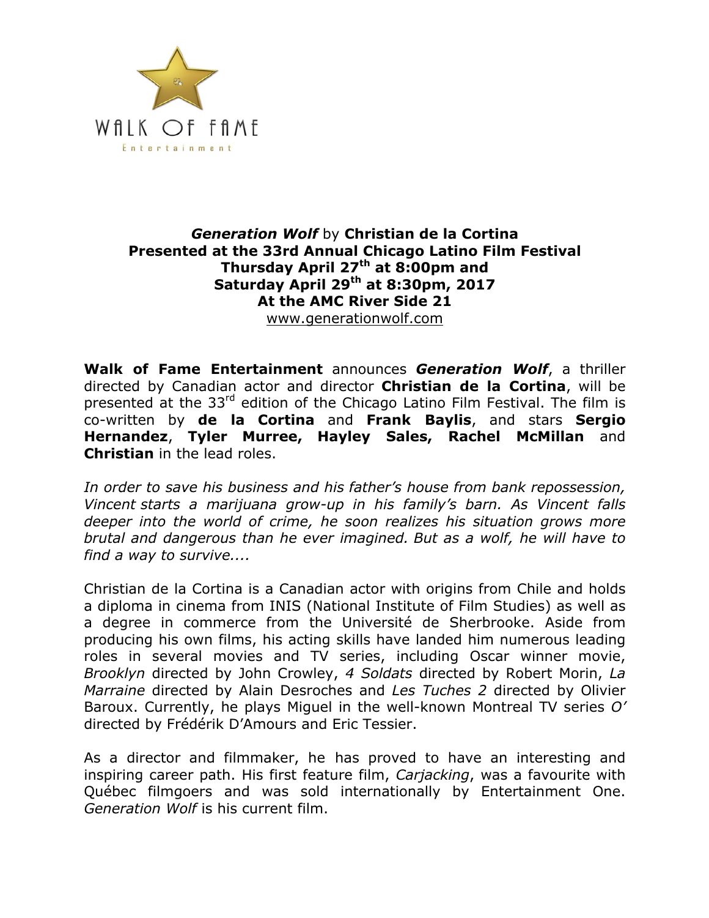WALK OF FAME

Entertainment

***Generation Wolf*** **by Christian de la Cortina**
**Presented at the 33rd Annual Chicago Latino Film Festival**
**Thursday April 27th at 8:00pm and**
**Saturday April 29th at 8:30pm, 2017**
**At the AMC River Side 21**
www.generationwolf.com

**Walk of Fame Entertainment** announces ***Generation Wolf***, a thriller directed by Canadian actor and director **Christian de la Cortina**, will be presented at the 33rd edition of the Chicago Latino Film Festival. The film is co-written by **de la Cortina** and **Frank Baylis**, and stars **Sergio Hernandez**, **Tyler Murree, Hayley Sales, Rachel McMillan** and **Christian** in the lead roles.

*In order to save his business and his father's house from bank repossession, Vincent starts a marijuana grow-up in his family's barn. As Vincent falls deeper into the world of crime, he soon realizes his situation grows more brutal and dangerous than he ever imagined. But as a wolf, he will have to find a way to survive....*

Christian de la Cortina is a Canadian actor with origins from Chile and holds a diploma in cinema from INIS (National Institute of Film Studies) as well as a degree in commerce from the Université de Sherbrooke. Aside from producing his own films, his acting skills have landed him numerous leading roles in several movies and TV series, including Oscar winner movie, *Brooklyn* directed by John Crowley, *4 Soldats* directed by Robert Morin, *La Marraine* directed by Alain Desroches and *Les Tuches 2* directed by Olivier Baroux. Currently, he plays Miguel in the well-known Montreal TV series *O'* directed by Frédérik D'Amours and Eric Tessier.

As a director and filmmaker, he has proved to have an interesting and inspiring career path. His first feature film, *Carjacking*, was a favourite with Québec filmgoers and was sold internationally by Entertainment One. *Generation Wolf* is his current film.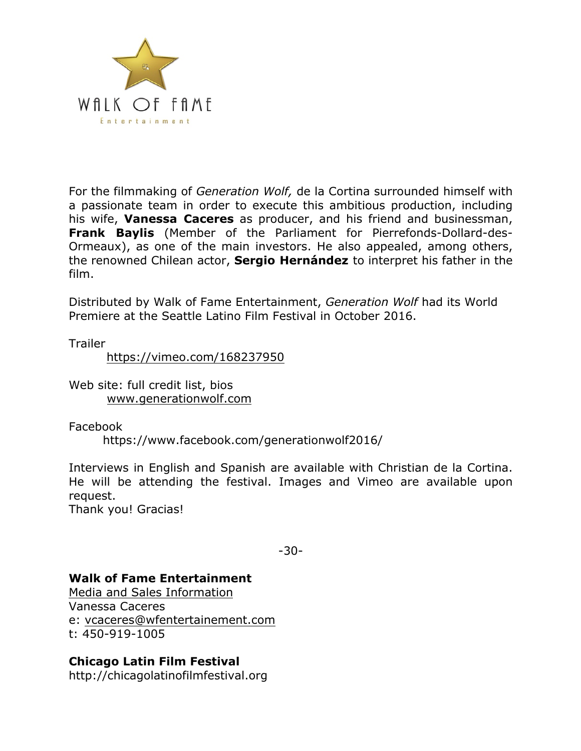WALK OF FAME
Entertainment

For the filmmaking of *Generation Wolf,* de la Cortina surrounded himself with a passionate team in order to execute this ambitious production, including his wife, **Vanessa Caceres** as producer, and his friend and businessman, **Frank Baylis** (Member of the Parliament for Pierrefonds-Dollard-des-Ormeaux), as one of the main investors. He also appealed, among others, the renowned Chilean actor, **Sergio Hernández** to interpret his father in the film.

Distributed by Walk of Fame Entertainment, *Generation Wolf* had its World Premiere at the Seattle Latino Film Festival in October 2016.

Trailer
https://vimeo.com/168237950

Web site: full credit list, bios
www.generationwolf.com

Facebook
https://www.facebook.com/generationwolf2016/

Interviews in English and Spanish are available with Christian de la Cortina. He will be attending the festival. Images and Vimeo are available upon request.
Thank you! Gracias!

-30-

**Walk of Fame Entertainment**
Media and Sales Information
Vanessa Caceres
e: vcaceres@wfentertainement.com
t: 450-919-1005

**Chicago Latin Film Festival**
http://chicagolatinofilmfestival.org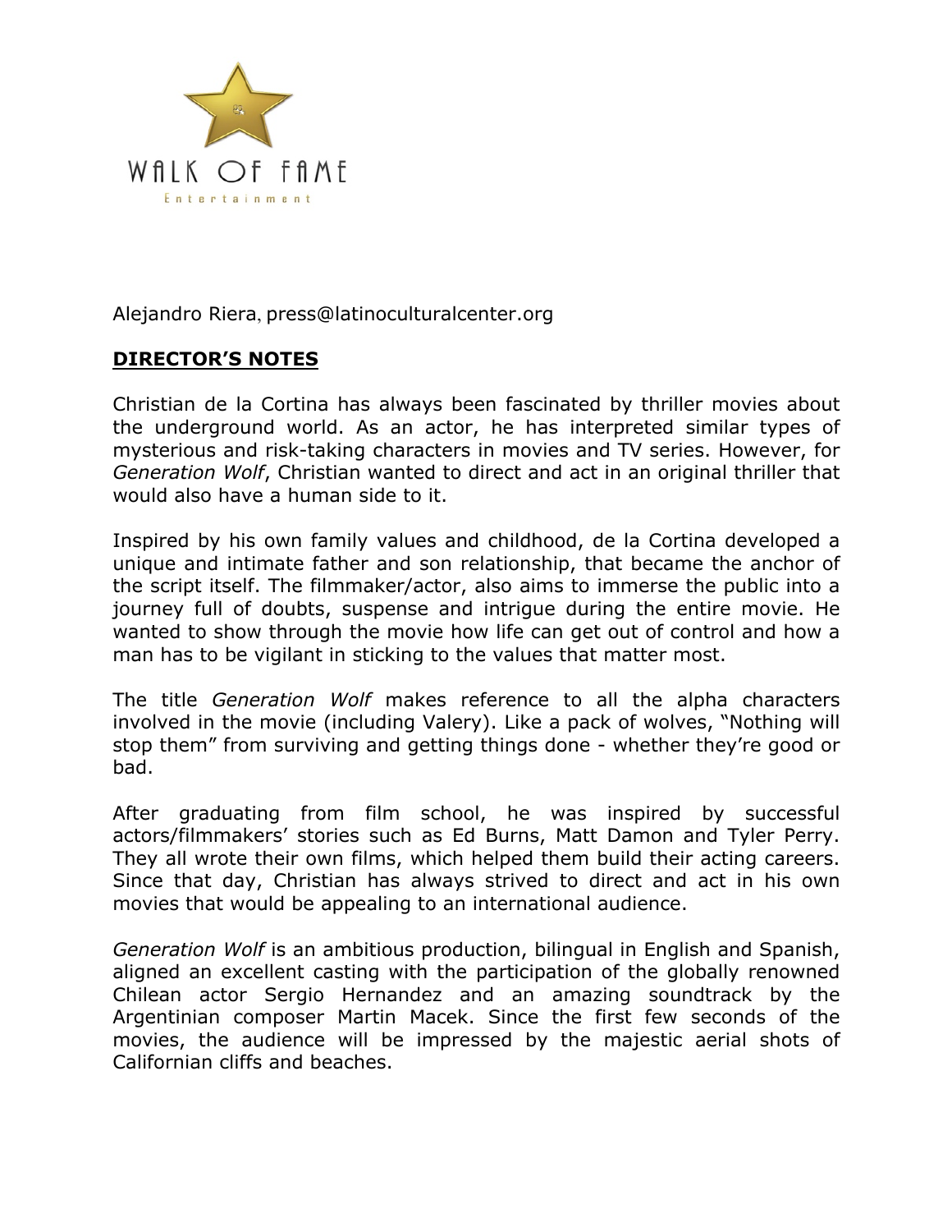WALK OF FAME

Entertainment

Alejandro Riera, press@latinoculturalcenter.org

## DIRECTOR'S NOTES

Christian de la Cortina has always been fascinated by thriller movies about the underground world. As an actor, he has interpreted similar types of mysterious and risk-taking characters in movies and TV series. However, for *Generation Wolf*, Christian wanted to direct and act in an original thriller that would also have a human side to it.

Inspired by his own family values and childhood, de la Cortina developed a unique and intimate father and son relationship, that became the anchor of the script itself. The filmmaker/actor, also aims to immerse the public into a journey full of doubts, suspense and intrigue during the entire movie. He wanted to show through the movie how life can get out of control and how a man has to be vigilant in sticking to the values that matter most.

The title *Generation Wolf* makes reference to all the alpha characters involved in the movie (including Valery). Like a pack of wolves, "Nothing will stop them" from surviving and getting things done - whether they're good or bad.

After graduating from film school, he was inspired by successful actors/filmmakers' stories such as Ed Burns, Matt Damon and Tyler Perry. They all wrote their own films, which helped them build their acting careers. Since that day, Christian has always strived to direct and act in his own movies that would be appealing to an international audience.

*Generation Wolf* is an ambitious production, bilingual in English and Spanish, aligned an excellent casting with the participation of the globally renowned Chilean actor Sergio Hernandez and an amazing soundtrack by the Argentinian composer Martin Macek. Since the first few seconds of the movies, the audience will be impressed by the majestic aerial shots of Californian cliffs and beaches.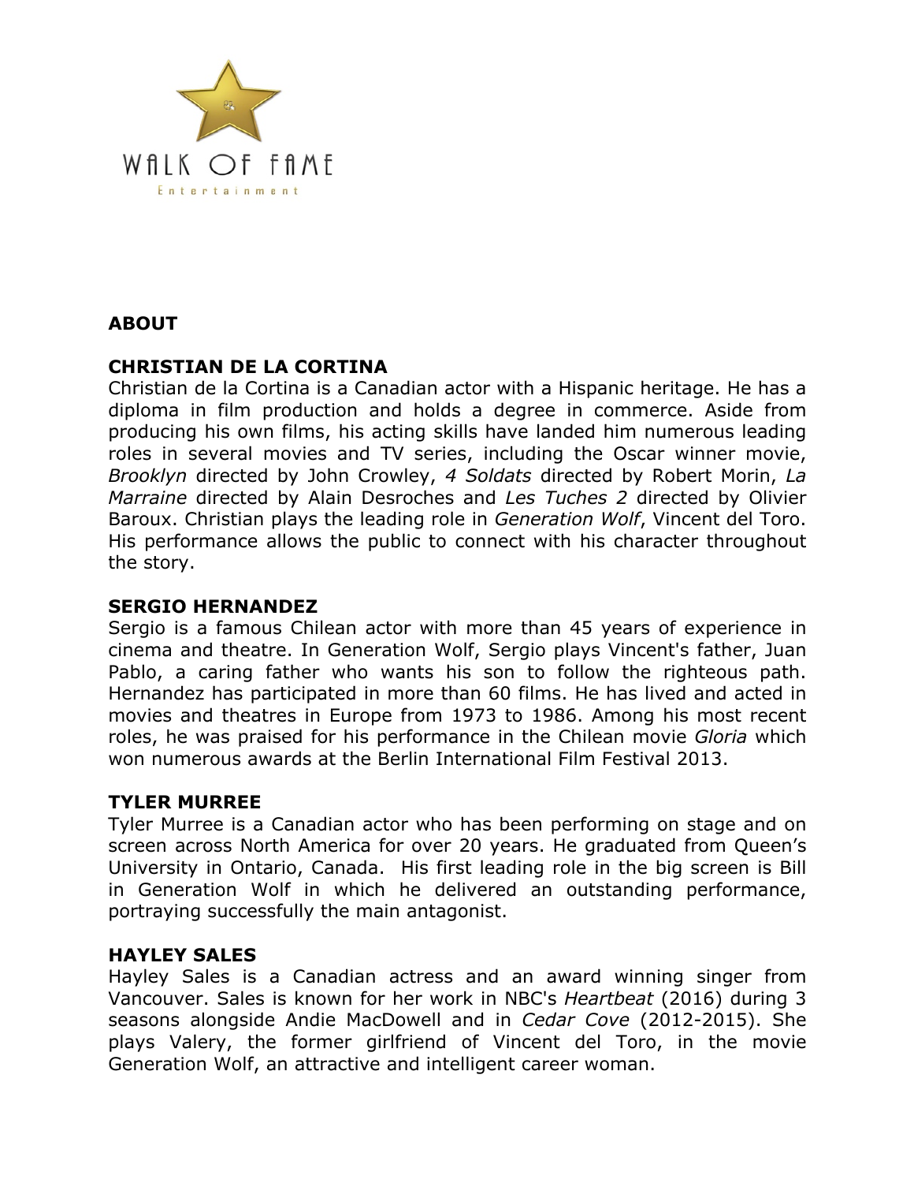WALK OF FAME

Entertainment

## ABOUT

### CHRISTIAN DE LA CORTINA

Christian de la Cortina is a Canadian actor with a Hispanic heritage. He has a diploma in film production and holds a degree in commerce. Aside from producing his own films, his acting skills have landed him numerous leading roles in several movies and TV series, including the Oscar winner movie, *Brooklyn* directed by John Crowley, *4 Soldats* directed by Robert Morin, *La Marraine* directed by Alain Desroches and *Les Tuches 2* directed by Olivier Baroux. Christian plays the leading role in *Generation Wolf*, Vincent del Toro. His performance allows the public to connect with his character throughout the story.

### SERGIO HERNANDEZ

Sergio is a famous Chilean actor with more than 45 years of experience in cinema and theatre. In Generation Wolf, Sergio plays Vincent's father, Juan Pablo, a caring father who wants his son to follow the righteous path. Hernandez has participated in more than 60 films. He has lived and acted in movies and theatres in Europe from 1973 to 1986. Among his most recent roles, he was praised for his performance in the Chilean movie *Gloria* which won numerous awards at the Berlin International Film Festival 2013.

### TYLER MURREE

Tyler Murree is a Canadian actor who has been performing on stage and on screen across North America for over 20 years. He graduated from Queen's University in Ontario, Canada. His first leading role in the big screen is Bill in Generation Wolf in which he delivered an outstanding performance, portraying successfully the main antagonist.

### HAYLEY SALES

Hayley Sales is a Canadian actress and an award winning singer from Vancouver. Sales is known for her work in NBC's *Heartbeat* (2016) during 3 seasons alongside Andie MacDowell and in *Cedar Cove* (2012-2015). She plays Valery, the former girlfriend of Vincent del Toro, in the movie Generation Wolf, an attractive and intelligent career woman.